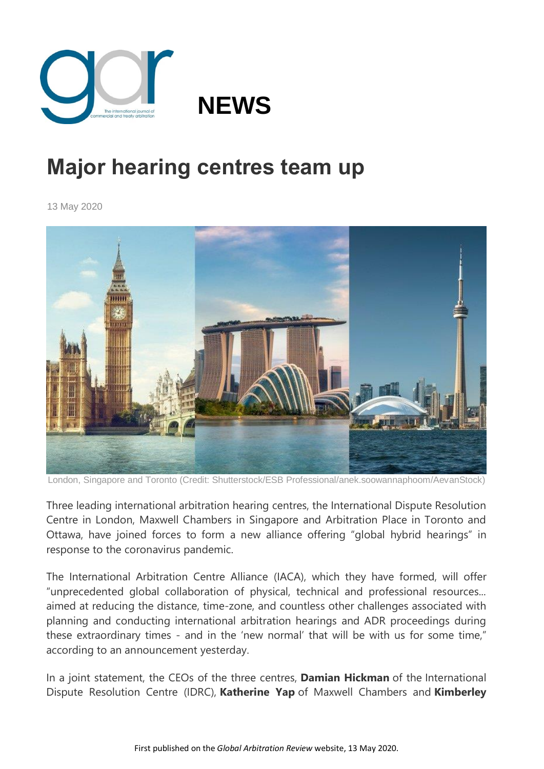NEWS

# Major hearing centres team up

13 May 2020

London, Singapore and Toronto (Credit: Shutterstock/ESB Professional/anek.soowannaphoom/AevanStock)

Three leading international arbitration hearing centres, the International Dispute Resolution Centre in London, Maxwell Chambers in Singapore and Arbitration Place in Toronto and Ottawa, have joined forces to form a new alliance offering "global hybrid hearings" in response to the coronavirus pandemic.

The International Arbitration Centre Alliance (IACA), which they have formed, will offer "unprecedented global collaboration of physical, technical and professional resources... aimed at reducing the distance, time-zone, and countless other challenges associated with planning and conducting international arbitration hearings and ADR proceedings during these extraordinary times - and in the 'new normal' that will be with us for some time," according to an announcement yesterday.

In a joint statement, the CEOs of the three centres, **Damian Hickman** of the International Dispute Resolution Centre (IDRC), **Katherine Yap** of Maxwell Chambers and **Kimberley**

First published on the *Global Arbitration Review* website, 13 May 2020.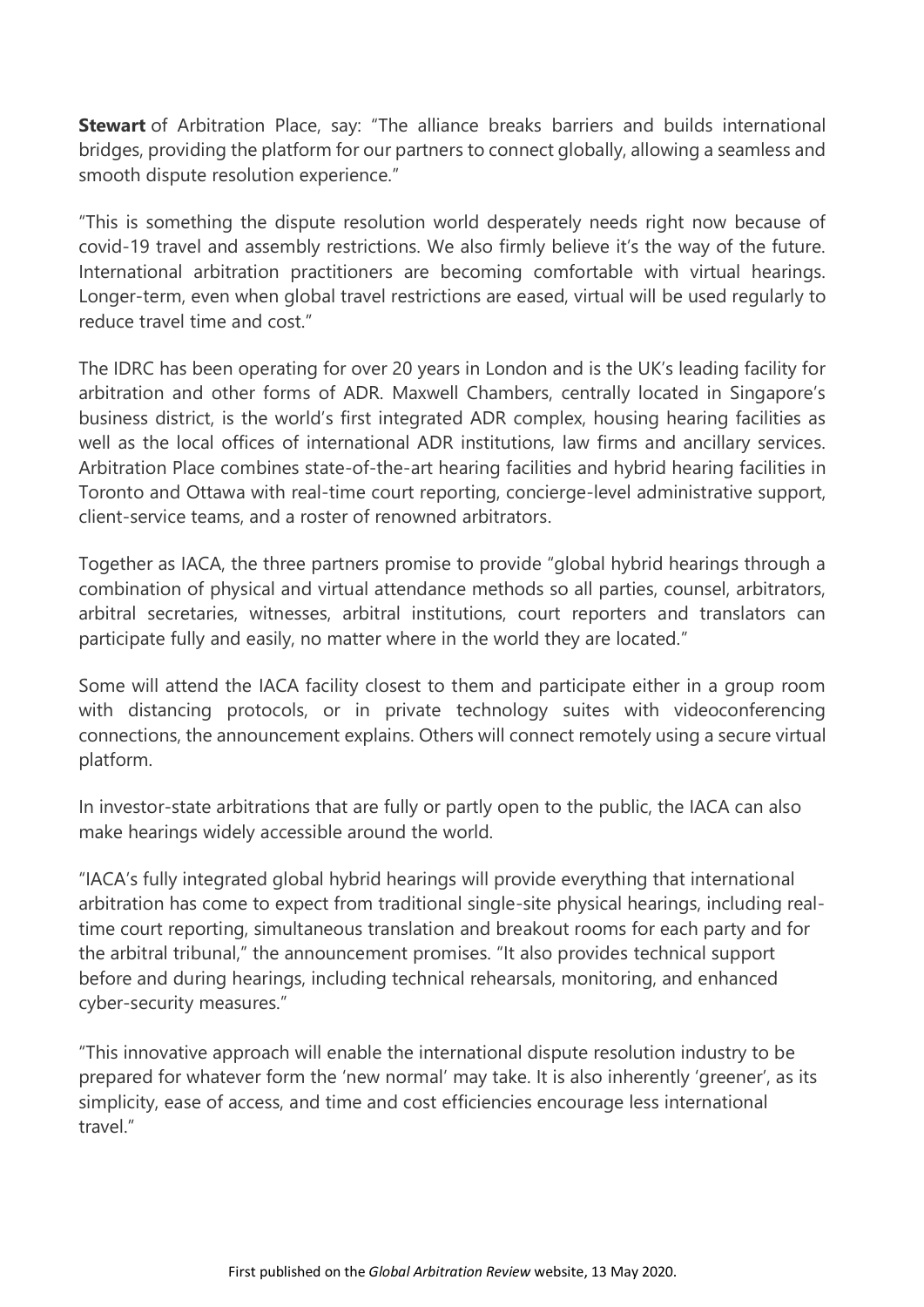**Stewart** of Arbitration Place, say: "The alliance breaks barriers and builds international bridges, providing the platform for our partners to connect globally, allowing a seamless and smooth dispute resolution experience."

"This is something the dispute resolution world desperately needs right now because of covid-19 travel and assembly restrictions. We also firmly believe it's the way of the future. International arbitration practitioners are becoming comfortable with virtual hearings. Longer-term, even when global travel restrictions are eased, virtual will be used regularly to reduce travel time and cost."

The IDRC has been operating for over 20 years in London and is the UK's leading facility for arbitration and other forms of ADR. Maxwell Chambers, centrally located in Singapore's business district, is the world's first integrated ADR complex, housing hearing facilities as well as the local offices of international ADR institutions, law firms and ancillary services. Arbitration Place combines state-of-the-art hearing facilities and hybrid hearing facilities in Toronto and Ottawa with real-time court reporting, concierge-level administrative support, client-service teams, and a roster of renowned arbitrators.

Together as IACA, the three partners promise to provide "global hybrid hearings through a combination of physical and virtual attendance methods so all parties, counsel, arbitrators, arbitral secretaries, witnesses, arbitral institutions, court reporters and translators can participate fully and easily, no matter where in the world they are located."

Some will attend the IACA facility closest to them and participate either in a group room with distancing protocols, or in private technology suites with videoconferencing connections, the announcement explains. Others will connect remotely using a secure virtual platform.

In investor-state arbitrations that are fully or partly open to the public, the IACA can also make hearings widely accessible around the world.

"IACA's fully integrated global hybrid hearings will provide everything that international arbitration has come to expect from traditional single-site physical hearings, including real-time court reporting, simultaneous translation and breakout rooms for each party and for the arbitral tribunal," the announcement promises. "It also provides technical support before and during hearings, including technical rehearsals, monitoring, and enhanced cyber-security measures."

"This innovative approach will enable the international dispute resolution industry to be prepared for whatever form the 'new normal' may take. It is also inherently 'greener', as its simplicity, ease of access, and time and cost efficiencies encourage less international travel."

First published on the *Global Arbitration Review* website, 13 May 2020.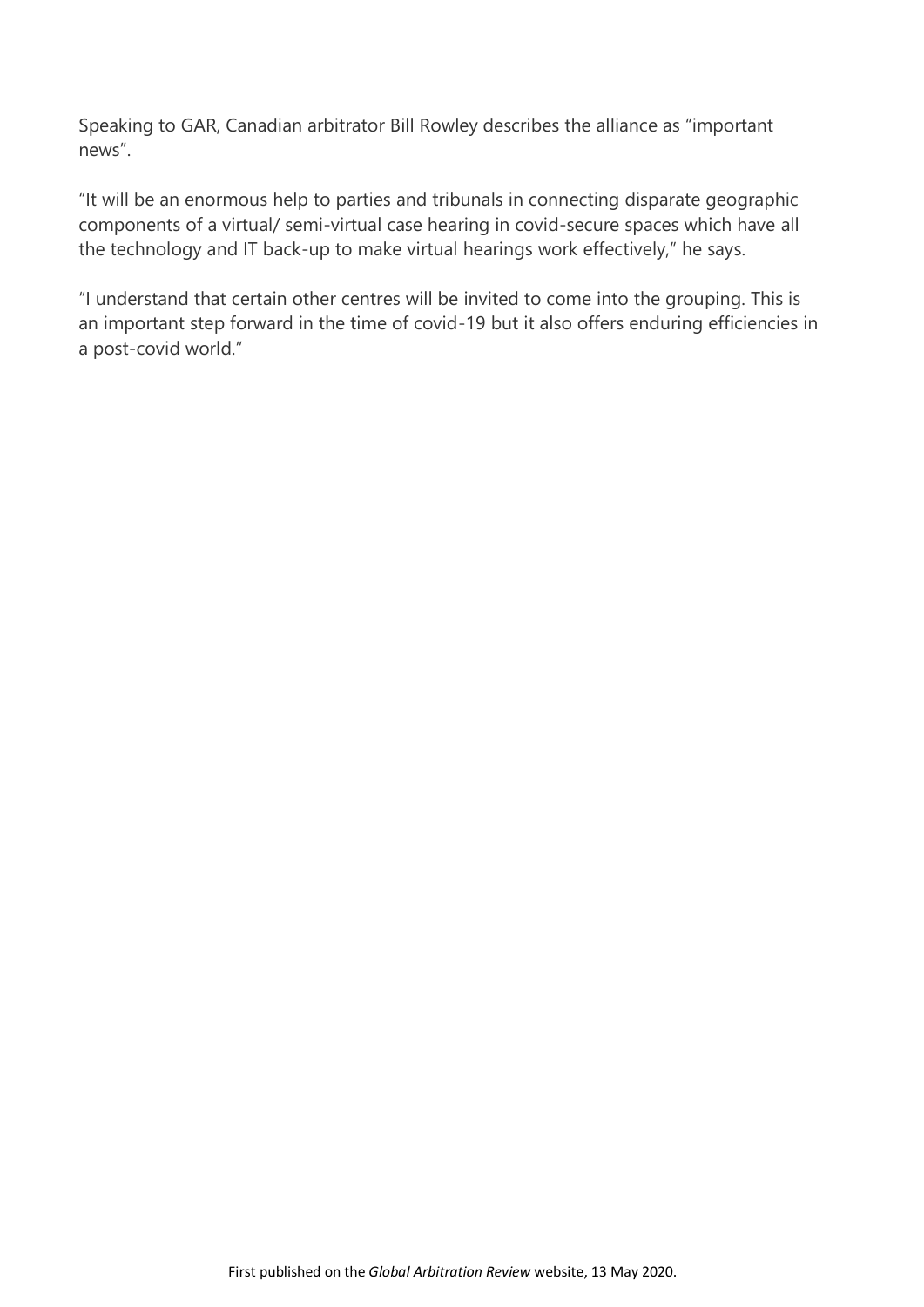Speaking to GAR, Canadian arbitrator Bill Rowley describes the alliance as "important news".

"It will be an enormous help to parties and tribunals in connecting disparate geographic components of a virtual/ semi-virtual case hearing in covid-secure spaces which have all the technology and IT back-up to make virtual hearings work effectively," he says.

"I understand that certain other centres will be invited to come into the grouping. This is an important step forward in the time of covid-19 but it also offers enduring efficiencies in a post-covid world."

First published on the *Global Arbitration Review* website, 13 May 2020.